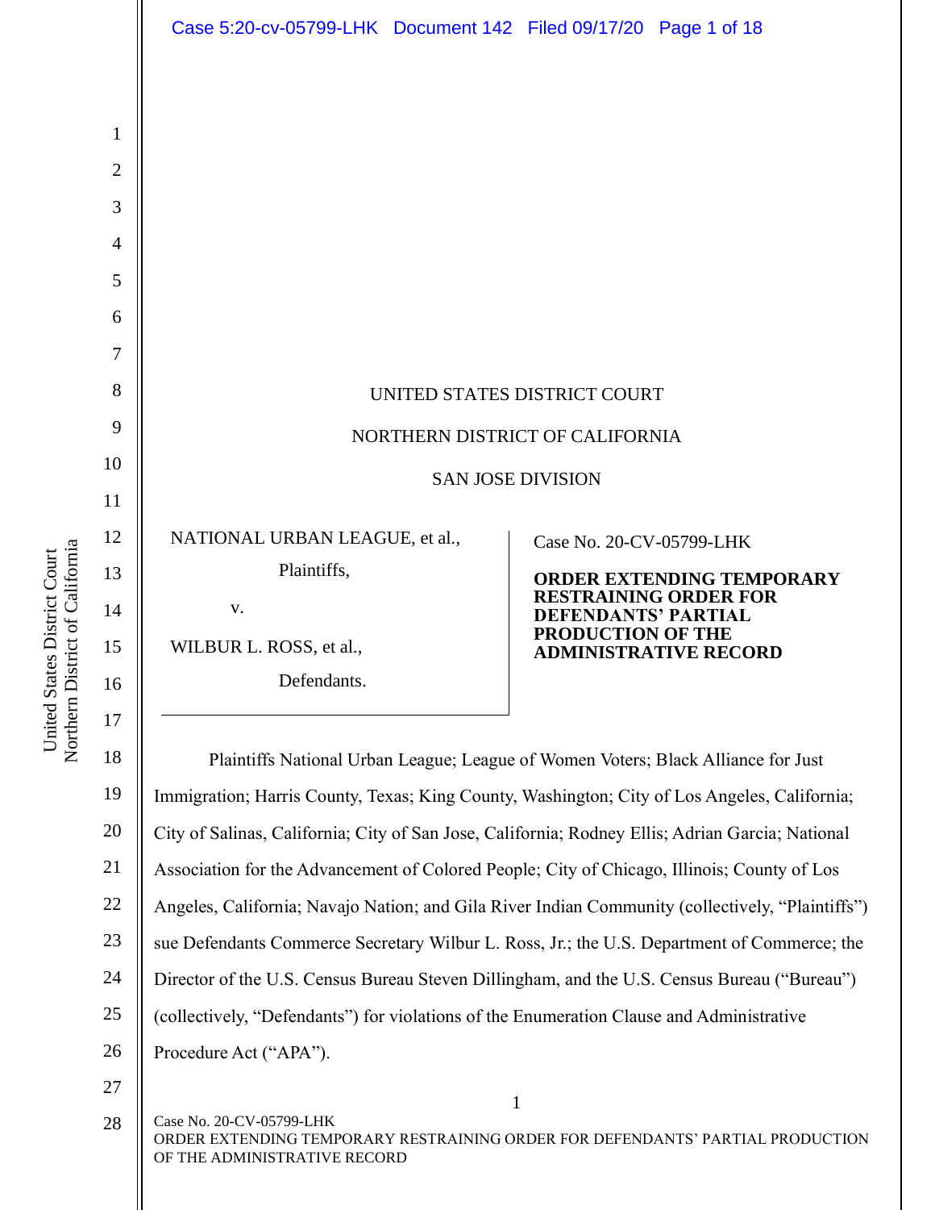UNITED STATES DISTRICT COURT

NORTHERN DISTRICT OF CALIFORNIA

SAN JOSE DIVISION

| | |
|---|---|
| NATIONAL URBAN LEAGUE, et al., Plaintiffs, v. WILBUR L. ROSS, et al., Defendants. | Case No. 20-CV-05799-LHK **ORDER EXTENDING TEMPORARY RESTRAINING ORDER FOR DEFENDANTS' PARTIAL PRODUCTION OF THE ADMINISTRATIVE RECORD** |

Plaintiffs National Urban League; League of Women Voters; Black Alliance for Just Immigration; Harris County, Texas; King County, Washington; City of Los Angeles, California; City of Salinas, California; City of San Jose, California; Rodney Ellis; Adrian Garcia; National Association for the Advancement of Colored People; City of Chicago, Illinois; County of Los Angeles, California; Navajo Nation; and Gila River Indian Community (collectively, "Plaintiffs") sue Defendants Commerce Secretary Wilbur L. Ross, Jr.; the U.S. Department of Commerce; the Director of the U.S. Census Bureau Steven Dillingham, and the U.S. Census Bureau ("Bureau") (collectively, "Defendants") for violations of the Enumeration Clause and Administrative Procedure Act ("APA").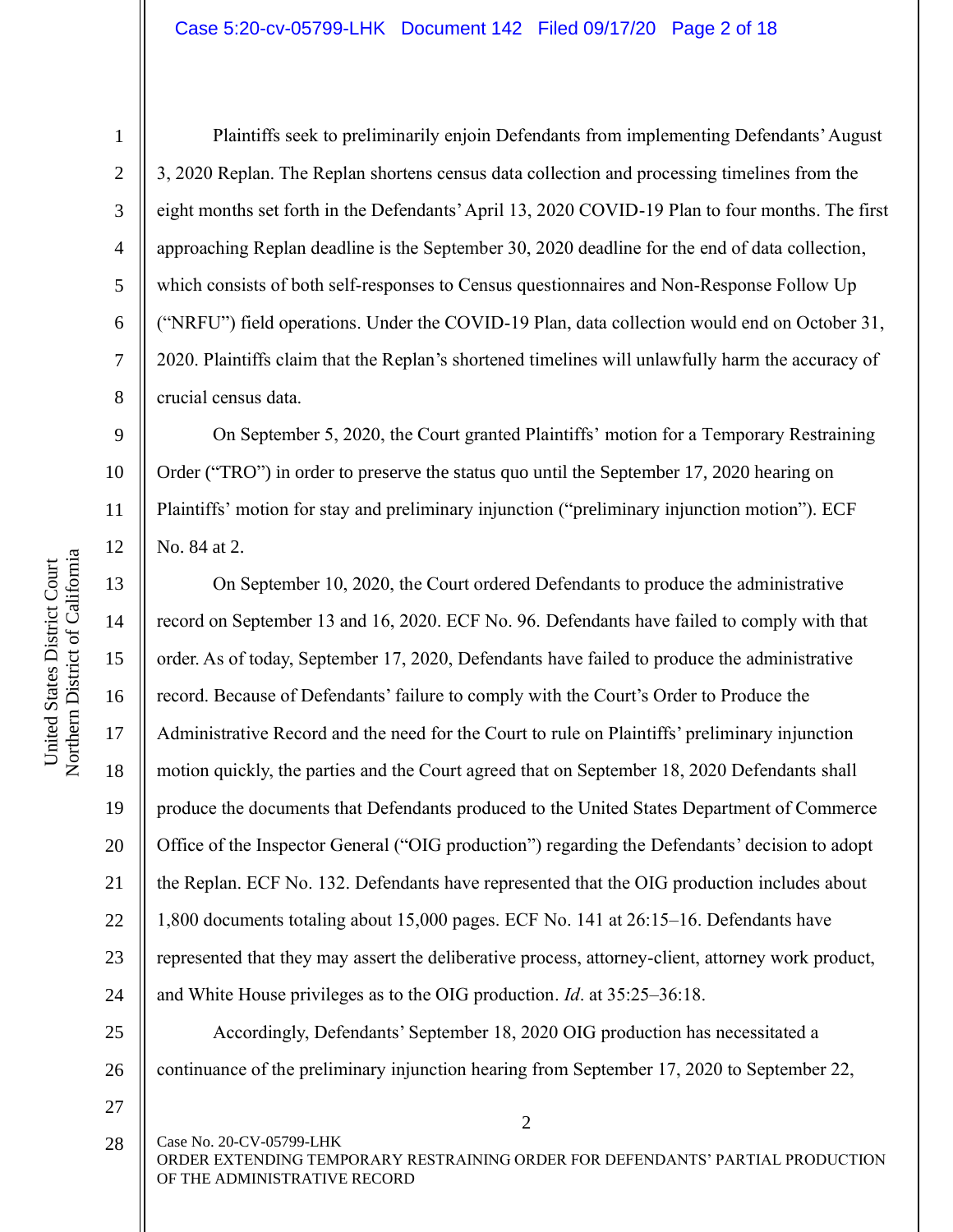Plaintiffs seek to preliminarily enjoin Defendants from implementing Defendants' August 3, 2020 Replan. The Replan shortens census data collection and processing timelines from the eight months set forth in the Defendants' April 13, 2020 COVID-19 Plan to four months. The first approaching Replan deadline is the September 30, 2020 deadline for the end of data collection, which consists of both self-responses to Census questionnaires and Non-Response Follow Up ("NRFU") field operations. Under the COVID-19 Plan, data collection would end on October 31, 2020. Plaintiffs claim that the Replan's shortened timelines will unlawfully harm the accuracy of crucial census data.

On September 5, 2020, the Court granted Plaintiffs' motion for a Temporary Restraining Order ("TRO") in order to preserve the status quo until the September 17, 2020 hearing on Plaintiffs' motion for stay and preliminary injunction ("preliminary injunction motion"). ECF No. 84 at 2.

On September 10, 2020, the Court ordered Defendants to produce the administrative record on September 13 and 16, 2020. ECF No. 96. Defendants have failed to comply with that order. As of today, September 17, 2020, Defendants have failed to produce the administrative record. Because of Defendants' failure to comply with the Court's Order to Produce the Administrative Record and the need for the Court to rule on Plaintiffs' preliminary injunction motion quickly, the parties and the Court agreed that on September 18, 2020 Defendants shall produce the documents that Defendants produced to the United States Department of Commerce Office of the Inspector General ("OIG production") regarding the Defendants' decision to adopt the Replan. ECF No. 132. Defendants have represented that the OIG production includes about 1,800 documents totaling about 15,000 pages. ECF No. 141 at 26:15–16. Defendants have represented that they may assert the deliberative process, attorney-client, attorney work product, and White House privileges as to the OIG production. *Id*. at 35:25–36:18.

Accordingly, Defendants' September 18, 2020 OIG production has necessitated a continuance of the preliminary injunction hearing from September 17, 2020 to September 22,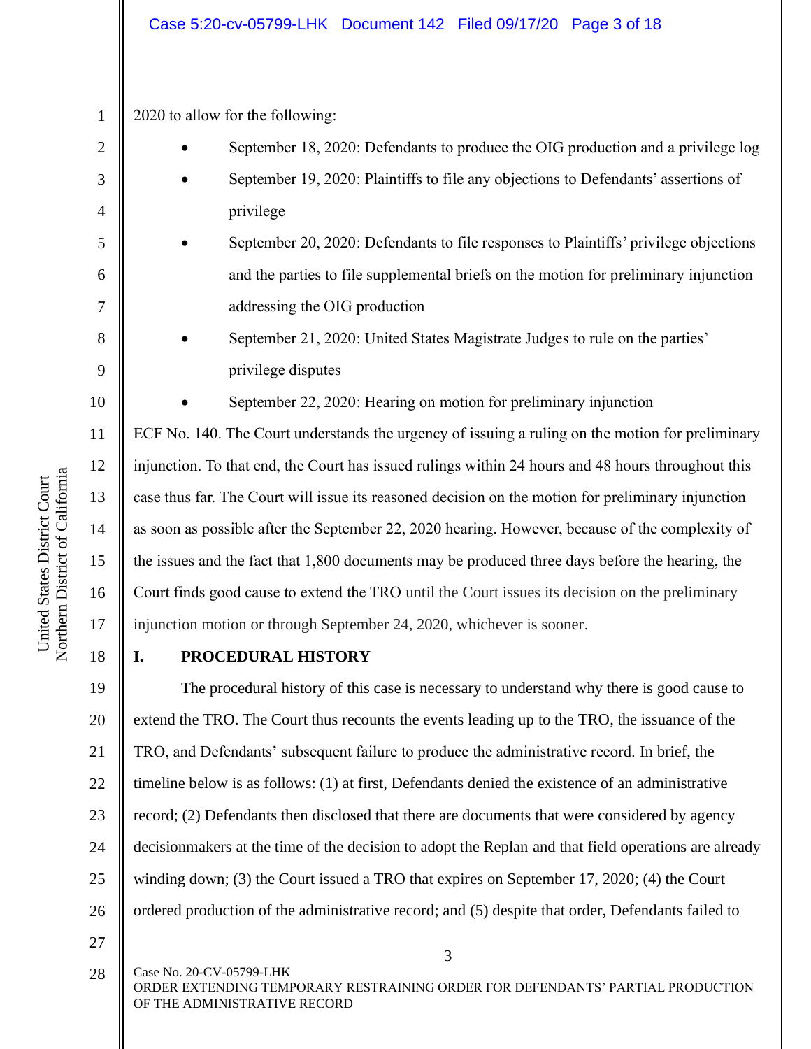2020 to allow for the following:

- September 18, 2020: Defendants to produce the OIG production and a privilege log
- September 19, 2020: Plaintiffs to file any objections to Defendants' assertions of privilege
- September 20, 2020: Defendants to file responses to Plaintiffs' privilege objections and the parties to file supplemental briefs on the motion for preliminary injunction addressing the OIG production
- September 21, 2020: United States Magistrate Judges to rule on the parties' privilege disputes
- September 22, 2020: Hearing on motion for preliminary injunction

ECF No. 140. The Court understands the urgency of issuing a ruling on the motion for preliminary injunction. To that end, the Court has issued rulings within 24 hours and 48 hours throughout this case thus far. The Court will issue its reasoned decision on the motion for preliminary injunction as soon as possible after the September 22, 2020 hearing. However, because of the complexity of the issues and the fact that 1,800 documents may be produced three days before the hearing, the Court finds good cause to extend the TRO until the Court issues its decision on the preliminary injunction motion or through September 24, 2020, whichever is sooner.

## I. PROCEDURAL HISTORY

The procedural history of this case is necessary to understand why there is good cause to extend the TRO. The Court thus recounts the events leading up to the TRO, the issuance of the TRO, and Defendants' subsequent failure to produce the administrative record. In brief, the timeline below is as follows: (1) at first, Defendants denied the existence of an administrative record; (2) Defendants then disclosed that there are documents that were considered by agency decisionmakers at the time of the decision to adopt the Replan and that field operations are already winding down; (3) the Court issued a TRO that expires on September 17, 2020; (4) the Court ordered production of the administrative record; and (5) despite that order, Defendants failed to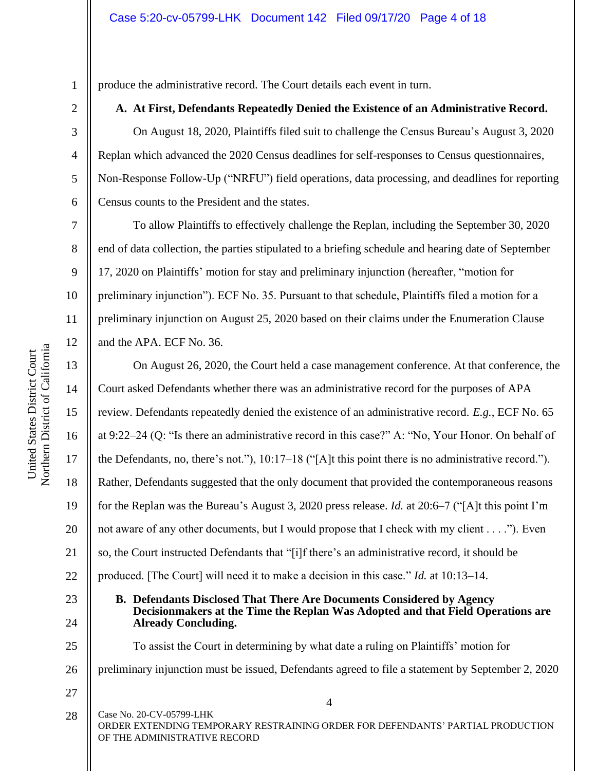produce the administrative record. The Court details each event in turn.

### A. At First, Defendants Repeatedly Denied the Existence of an Administrative Record.

On August 18, 2020, Plaintiffs filed suit to challenge the Census Bureau's August 3, 2020 Replan which advanced the 2020 Census deadlines for self-responses to Census questionnaires, Non-Response Follow-Up ("NRFU") field operations, data processing, and deadlines for reporting Census counts to the President and the states.

To allow Plaintiffs to effectively challenge the Replan, including the September 30, 2020 end of data collection, the parties stipulated to a briefing schedule and hearing date of September 17, 2020 on Plaintiffs' motion for stay and preliminary injunction (hereafter, "motion for preliminary injunction"). ECF No. 35. Pursuant to that schedule, Plaintiffs filed a motion for a preliminary injunction on August 25, 2020 based on their claims under the Enumeration Clause and the APA. ECF No. 36.

On August 26, 2020, the Court held a case management conference. At that conference, the Court asked Defendants whether there was an administrative record for the purposes of APA review. Defendants repeatedly denied the existence of an administrative record. *E.g.*, ECF No. 65 at 9:22–24 (Q: "Is there an administrative record in this case?" A: "No, Your Honor. On behalf of the Defendants, no, there's not."), 10:17–18 ("[A]t this point there is no administrative record."). Rather, Defendants suggested that the only document that provided the contemporaneous reasons for the Replan was the Bureau's August 3, 2020 press release. *Id.* at 20:6–7 ("[A]t this point I'm not aware of any other documents, but I would propose that I check with my client . . . ."). Even so, the Court instructed Defendants that "[i]f there's an administrative record, it should be produced. [The Court] will need it to make a decision in this case." *Id.* at 10:13–14.

### B. Defendants Disclosed That There Are Documents Considered by Agency Decisionmakers at the Time the Replan Was Adopted and that Field Operations are Already Concluding.

To assist the Court in determining by what date a ruling on Plaintiffs' motion for preliminary injunction must be issued, Defendants agreed to file a statement by September 2, 2020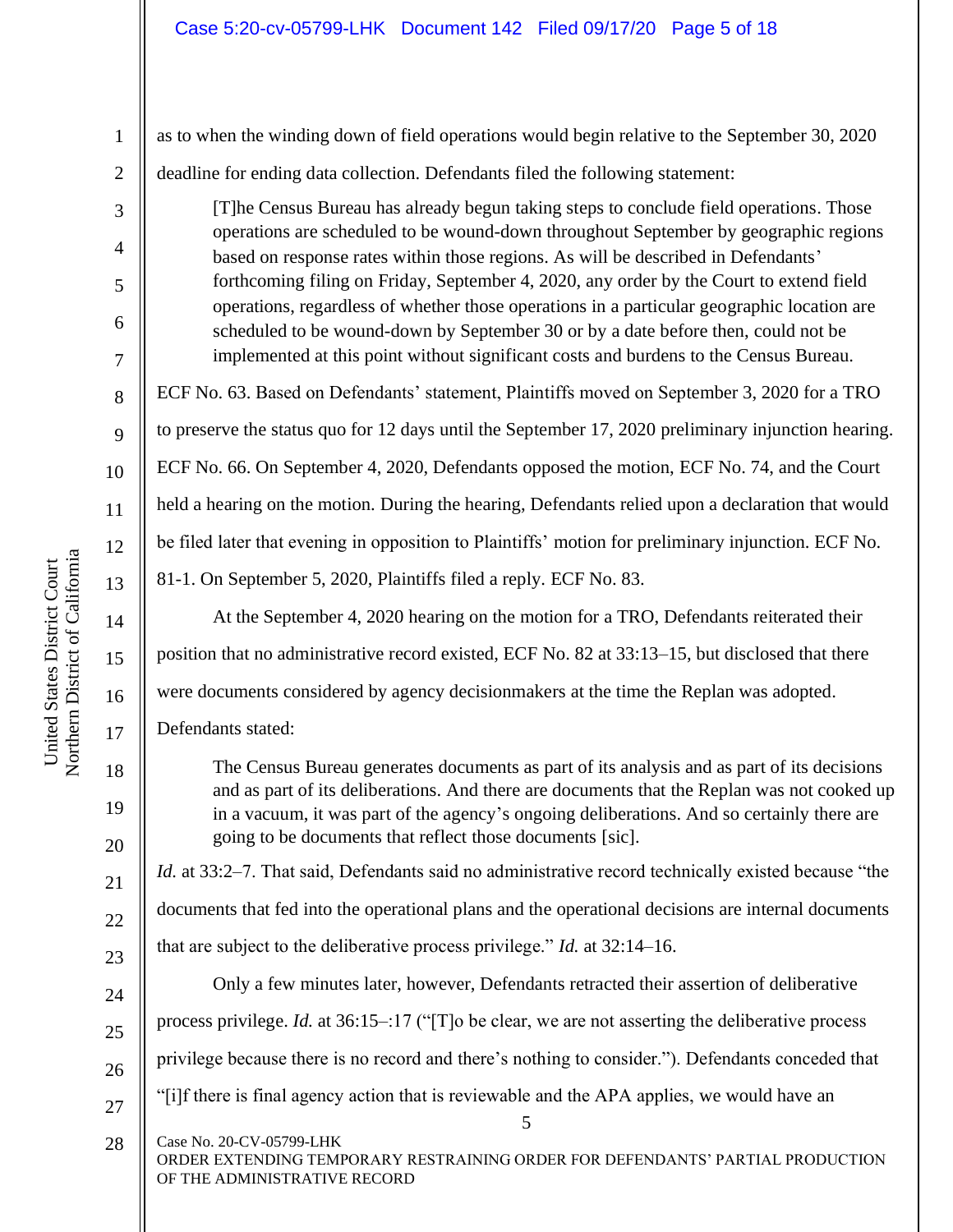as to when the winding down of field operations would begin relative to the September 30, 2020 deadline for ending data collection. Defendants filed the following statement:

> [T]he Census Bureau has already begun taking steps to conclude field operations. Those operations are scheduled to be wound-down throughout September by geographic regions based on response rates within those regions. As will be described in Defendants' forthcoming filing on Friday, September 4, 2020, any order by the Court to extend field operations, regardless of whether those operations in a particular geographic location are scheduled to be wound-down by September 30 or by a date before then, could not be implemented at this point without significant costs and burdens to the Census Bureau.

ECF No. 63. Based on Defendants' statement, Plaintiffs moved on September 3, 2020 for a TRO to preserve the status quo for 12 days until the September 17, 2020 preliminary injunction hearing. ECF No. 66. On September 4, 2020, Defendants opposed the motion, ECF No. 74, and the Court held a hearing on the motion. During the hearing, Defendants relied upon a declaration that would be filed later that evening in opposition to Plaintiffs' motion for preliminary injunction. ECF No. 81-1. On September 5, 2020, Plaintiffs filed a reply. ECF No. 83.

At the September 4, 2020 hearing on the motion for a TRO, Defendants reiterated their position that no administrative record existed, ECF No. 82 at 33:13–15, but disclosed that there were documents considered by agency decisionmakers at the time the Replan was adopted. Defendants stated:

> The Census Bureau generates documents as part of its analysis and as part of its decisions and as part of its deliberations. And there are documents that the Replan was not cooked up in a vacuum, it was part of the agency's ongoing deliberations. And so certainly there are going to be documents that reflect those documents [sic].

*Id.* at 33:2–7. That said, Defendants said no administrative record technically existed because "the documents that fed into the operational plans and the operational decisions are internal documents that are subject to the deliberative process privilege." *Id.* at 32:14–16.

Only a few minutes later, however, Defendants retracted their assertion of deliberative process privilege. *Id.* at 36:15–:17 ("[T]o be clear, we are not asserting the deliberative process privilege because there is no record and there's nothing to consider."). Defendants conceded that "[i]f there is final agency action that is reviewable and the APA applies, we would have an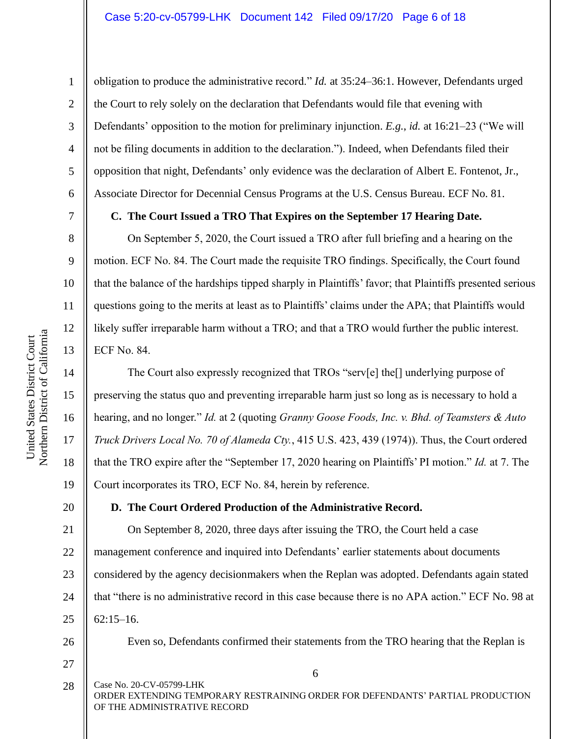obligation to produce the administrative record." *Id.* at 35:24–36:1. However, Defendants urged the Court to rely solely on the declaration that Defendants would file that evening with Defendants' opposition to the motion for preliminary injunction. *E.g.*, *id.* at 16:21–23 ("We will not be filing documents in addition to the declaration."). Indeed, when Defendants filed their opposition that night, Defendants' only evidence was the declaration of Albert E. Fontenot, Jr., Associate Director for Decennial Census Programs at the U.S. Census Bureau. ECF No. 81.

**C. The Court Issued a TRO That Expires on the September 17 Hearing Date.**

On September 5, 2020, the Court issued a TRO after full briefing and a hearing on the motion. ECF No. 84. The Court made the requisite TRO findings. Specifically, the Court found that the balance of the hardships tipped sharply in Plaintiffs' favor; that Plaintiffs presented serious questions going to the merits at least as to Plaintiffs' claims under the APA; that Plaintiffs would likely suffer irreparable harm without a TRO; and that a TRO would further the public interest. ECF No. 84.

The Court also expressly recognized that TROs "serv[e] the[] underlying purpose of preserving the status quo and preventing irreparable harm just so long as is necessary to hold a hearing, and no longer." *Id.* at 2 (quoting *Granny Goose Foods, Inc. v. Bhd. of Teamsters & Auto Truck Drivers Local No. 70 of Alameda Cty.*, 415 U.S. 423, 439 (1974)). Thus, the Court ordered that the TRO expire after the "September 17, 2020 hearing on Plaintiffs' PI motion." *Id.* at 7. The Court incorporates its TRO, ECF No. 84, herein by reference.

**D. The Court Ordered Production of the Administrative Record.**

On September 8, 2020, three days after issuing the TRO, the Court held a case management conference and inquired into Defendants' earlier statements about documents considered by the agency decisionmakers when the Replan was adopted. Defendants again stated that "there is no administrative record in this case because there is no APA action." ECF No. 98 at 62:15–16.

Even so, Defendants confirmed their statements from the TRO hearing that the Replan is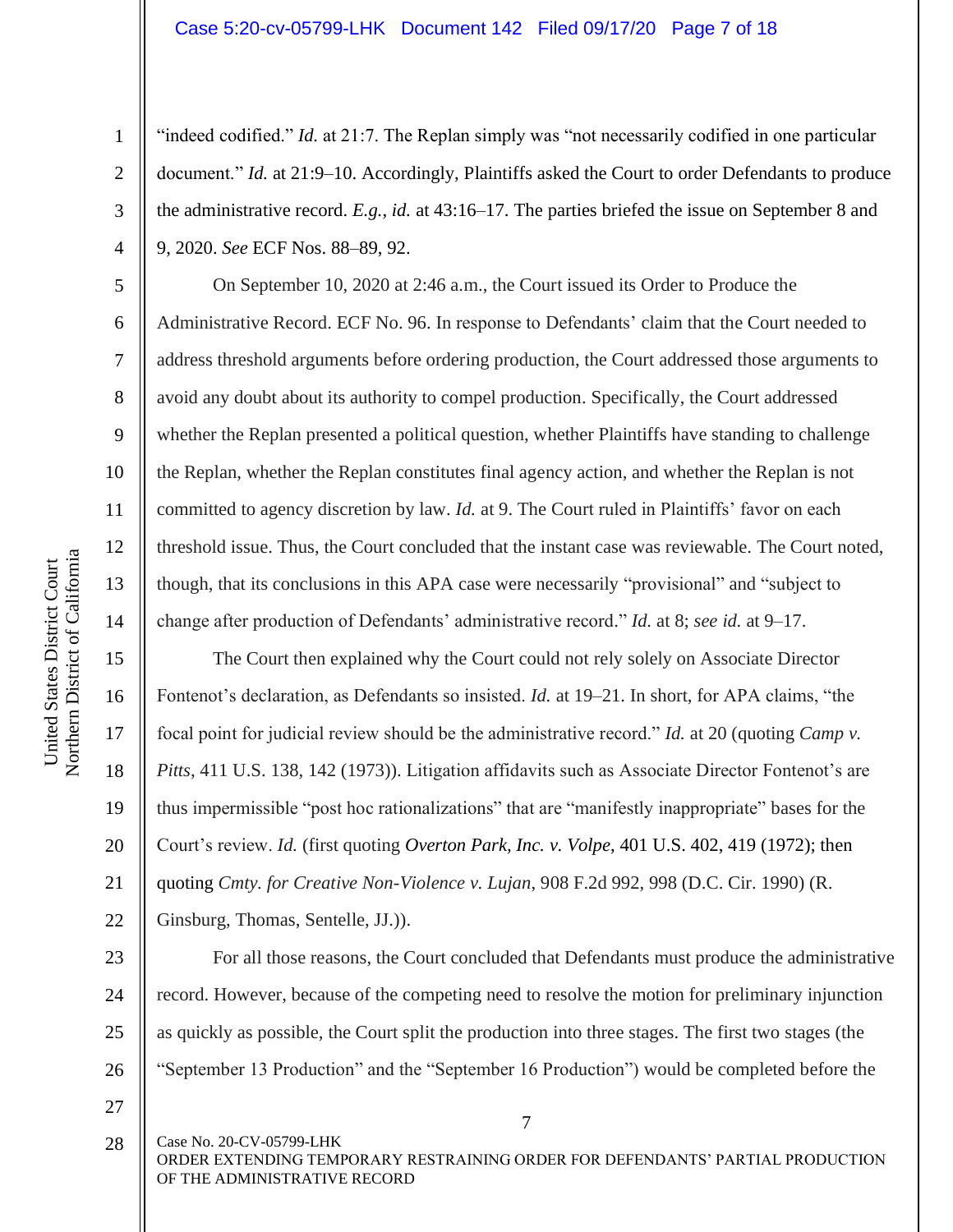"indeed codified." *Id.* at 21:7. The Replan simply was "not necessarily codified in one particular document." *Id.* at 21:9–10. Accordingly, Plaintiffs asked the Court to order Defendants to produce the administrative record. *E.g.*, *id.* at 43:16–17. The parties briefed the issue on September 8 and 9, 2020. *See* ECF Nos. 88–89, 92.

On September 10, 2020 at 2:46 a.m., the Court issued its Order to Produce the Administrative Record. ECF No. 96. In response to Defendants' claim that the Court needed to address threshold arguments before ordering production, the Court addressed those arguments to avoid any doubt about its authority to compel production. Specifically, the Court addressed whether the Replan presented a political question, whether Plaintiffs have standing to challenge the Replan, whether the Replan constitutes final agency action, and whether the Replan is not committed to agency discretion by law. *Id.* at 9. The Court ruled in Plaintiffs' favor on each threshold issue. Thus, the Court concluded that the instant case was reviewable. The Court noted, though, that its conclusions in this APA case were necessarily "provisional" and "subject to change after production of Defendants' administrative record." *Id.* at 8; *see id.* at 9–17.

The Court then explained why the Court could not rely solely on Associate Director Fontenot's declaration, as Defendants so insisted. *Id.* at 19–21. In short, for APA claims, "the focal point for judicial review should be the administrative record." *Id.* at 20 (quoting *Camp v. Pitts*, 411 U.S. 138, 142 (1973)). Litigation affidavits such as Associate Director Fontenot's are thus impermissible "post hoc rationalizations" that are "manifestly inappropriate" bases for the Court's review. *Id.* (first quoting *Overton Park, Inc. v. Volpe*, 401 U.S. 402, 419 (1972); then quoting *Cmty. for Creative Non-Violence v. Lujan*, 908 F.2d 992, 998 (D.C. Cir. 1990) (R. Ginsburg, Thomas, Sentelle, JJ.)).

For all those reasons, the Court concluded that Defendants must produce the administrative record. However, because of the competing need to resolve the motion for preliminary injunction as quickly as possible, the Court split the production into three stages. The first two stages (the "September 13 Production" and the "September 16 Production") would be completed before the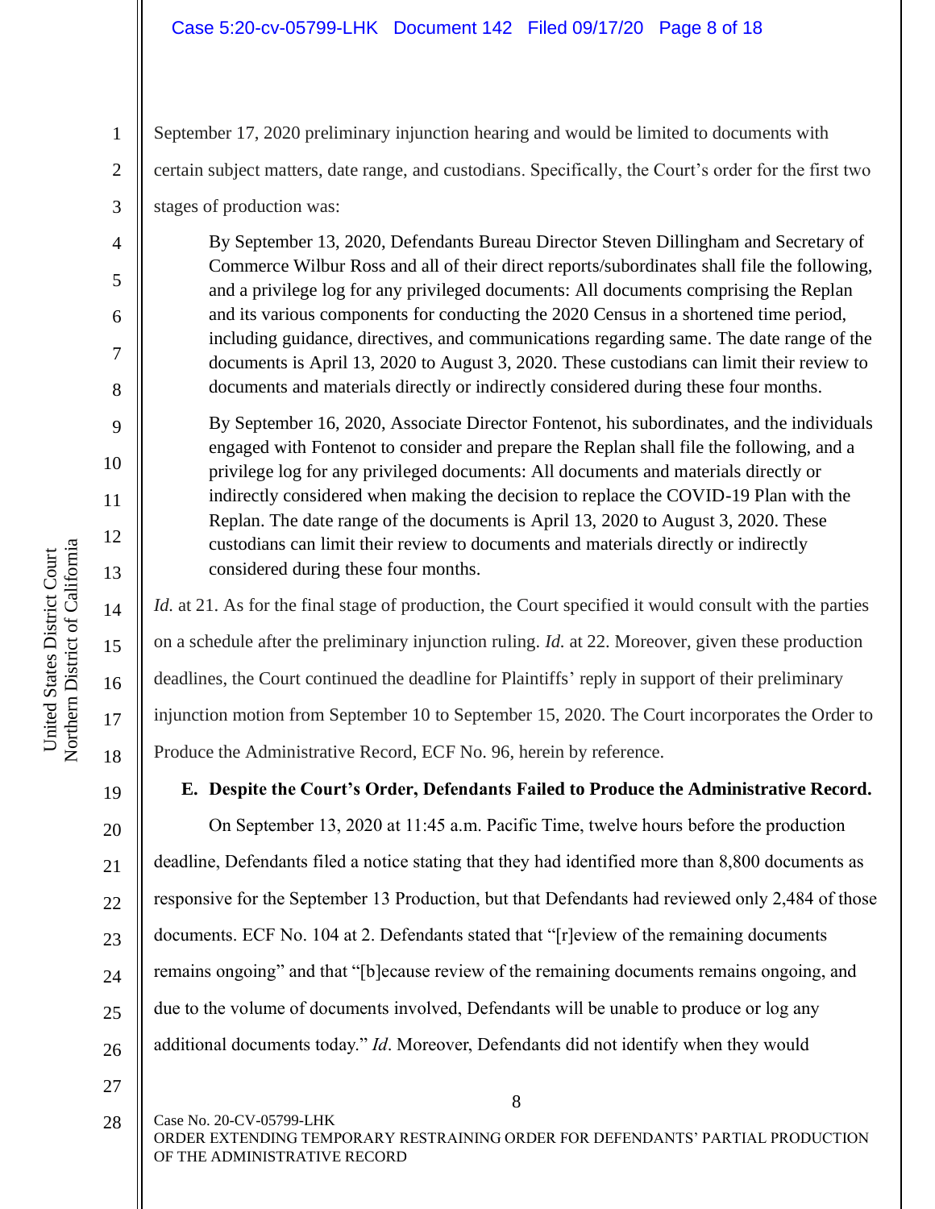September 17, 2020 preliminary injunction hearing and would be limited to documents with certain subject matters, date range, and custodians. Specifically, the Court's order for the first two stages of production was:

> By September 13, 2020, Defendants Bureau Director Steven Dillingham and Secretary of Commerce Wilbur Ross and all of their direct reports/subordinates shall file the following, and a privilege log for any privileged documents: All documents comprising the Replan and its various components for conducting the 2020 Census in a shortened time period, including guidance, directives, and communications regarding same. The date range of the documents is April 13, 2020 to August 3, 2020. These custodians can limit their review to documents and materials directly or indirectly considered during these four months.
>
> By September 16, 2020, Associate Director Fontenot, his subordinates, and the individuals engaged with Fontenot to consider and prepare the Replan shall file the following, and a privilege log for any privileged documents: All documents and materials directly or indirectly considered when making the decision to replace the COVID-19 Plan with the Replan. The date range of the documents is April 13, 2020 to August 3, 2020. These custodians can limit their review to documents and materials directly or indirectly considered during these four months.

*Id.* at 21. As for the final stage of production, the Court specified it would consult with the parties on a schedule after the preliminary injunction ruling. *Id.* at 22. Moreover, given these production deadlines, the Court continued the deadline for Plaintiffs' reply in support of their preliminary injunction motion from September 10 to September 15, 2020. The Court incorporates the Order to Produce the Administrative Record, ECF No. 96, herein by reference.

### E. Despite the Court's Order, Defendants Failed to Produce the Administrative Record.

On September 13, 2020 at 11:45 a.m. Pacific Time, twelve hours before the production deadline, Defendants filed a notice stating that they had identified more than 8,800 documents as responsive for the September 13 Production, but that Defendants had reviewed only 2,484 of those documents. ECF No. 104 at 2. Defendants stated that "[r]eview of the remaining documents remains ongoing" and that "[b]ecause review of the remaining documents remains ongoing, and due to the volume of documents involved, Defendants will be unable to produce or log any additional documents today." *Id*. Moreover, Defendants did not identify when they would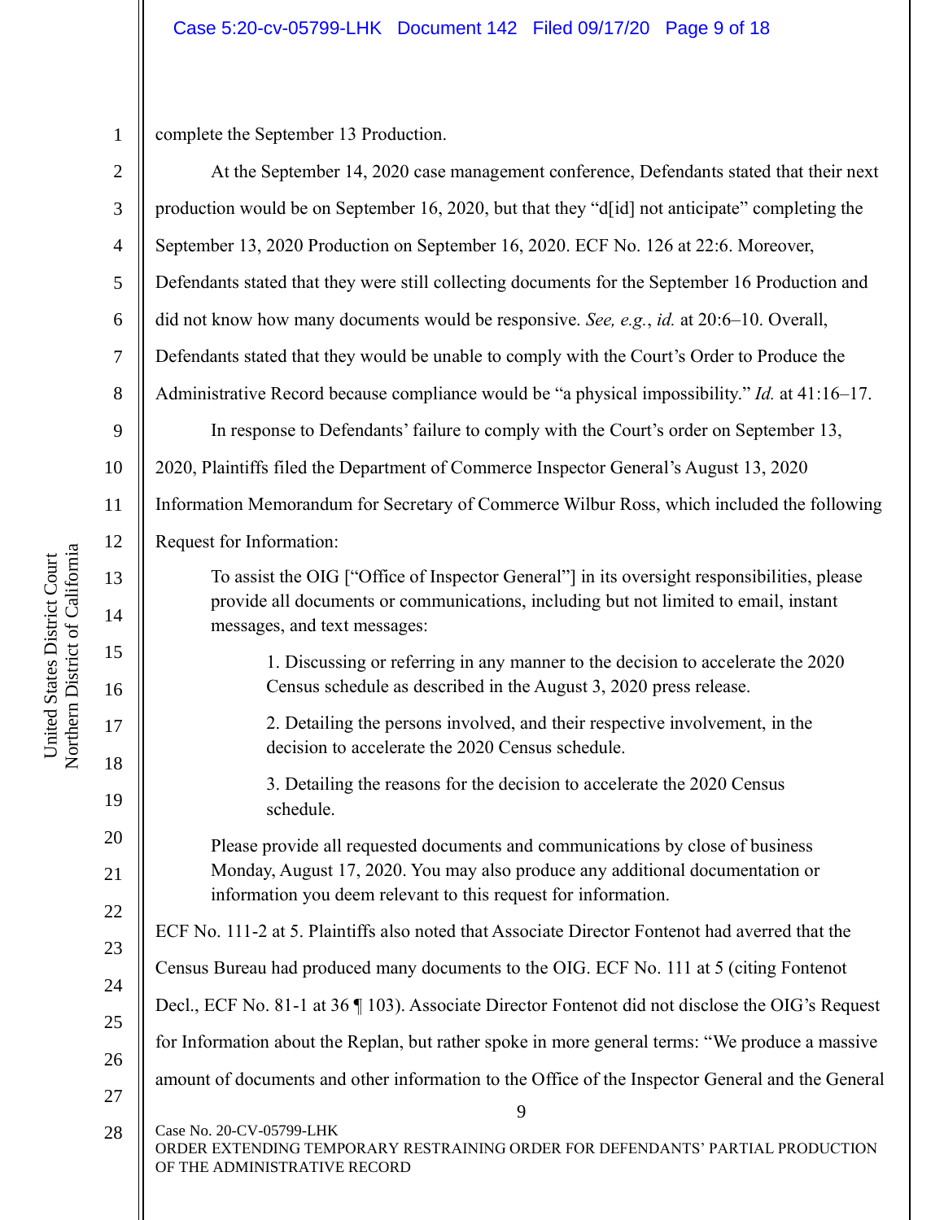complete the September 13 Production.

At the September 14, 2020 case management conference, Defendants stated that their next production would be on September 16, 2020, but that they "d[id] not anticipate" completing the September 13, 2020 Production on September 16, 2020. ECF No. 126 at 22:6. Moreover, Defendants stated that they were still collecting documents for the September 16 Production and did not know how many documents would be responsive. *See, e.g.*, *id.* at 20:6–10. Overall, Defendants stated that they would be unable to comply with the Court's Order to Produce the Administrative Record because compliance would be "a physical impossibility." *Id.* at 41:16–17.

In response to Defendants' failure to comply with the Court's order on September 13, 2020, Plaintiffs filed the Department of Commerce Inspector General's August 13, 2020 Information Memorandum for Secretary of Commerce Wilbur Ross, which included the following Request for Information:

> To assist the OIG ["Office of Inspector General"] in its oversight responsibilities, please provide all documents or communications, including but not limited to email, instant messages, and text messages:
>
> > 1. Discussing or referring in any manner to the decision to accelerate the 2020 Census schedule as described in the August 3, 2020 press release.
> >
> > 2. Detailing the persons involved, and their respective involvement, in the decision to accelerate the 2020 Census schedule.
> >
> > 3. Detailing the reasons for the decision to accelerate the 2020 Census schedule.
>
> Please provide all requested documents and communications by close of business Monday, August 17, 2020. You may also produce any additional documentation or information you deem relevant to this request for information.

ECF No. 111-2 at 5. Plaintiffs also noted that Associate Director Fontenot had averred that the Census Bureau had produced many documents to the OIG. ECF No. 111 at 5 (citing Fontenot Decl., ECF No. 81-1 at 36 ¶ 103). Associate Director Fontenot did not disclose the OIG's Request for Information about the Replan, but rather spoke in more general terms: "We produce a massive amount of documents and other information to the Office of the Inspector General and the General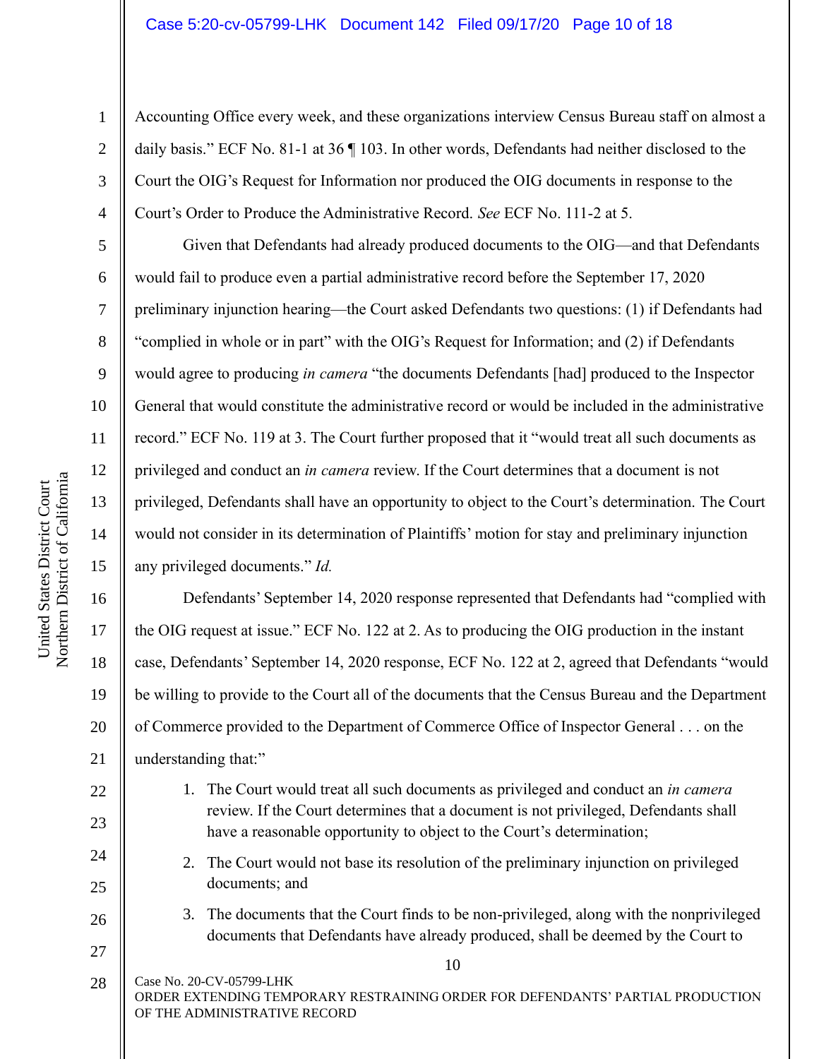Accounting Office every week, and these organizations interview Census Bureau staff on almost a daily basis." ECF No. 81-1 at 36 ¶ 103. In other words, Defendants had neither disclosed to the Court the OIG's Request for Information nor produced the OIG documents in response to the Court's Order to Produce the Administrative Record. *See* ECF No. 111-2 at 5.

Given that Defendants had already produced documents to the OIG—and that Defendants would fail to produce even a partial administrative record before the September 17, 2020 preliminary injunction hearing—the Court asked Defendants two questions: (1) if Defendants had "complied in whole or in part" with the OIG's Request for Information; and (2) if Defendants would agree to producing *in camera* "the documents Defendants [had] produced to the Inspector General that would constitute the administrative record or would be included in the administrative record." ECF No. 119 at 3. The Court further proposed that it "would treat all such documents as privileged and conduct an *in camera* review. If the Court determines that a document is not privileged, Defendants shall have an opportunity to object to the Court's determination. The Court would not consider in its determination of Plaintiffs' motion for stay and preliminary injunction any privileged documents." *Id.*

Defendants' September 14, 2020 response represented that Defendants had "complied with the OIG request at issue." ECF No. 122 at 2. As to producing the OIG production in the instant case, Defendants' September 14, 2020 response, ECF No. 122 at 2, agreed that Defendants "would be willing to provide to the Court all of the documents that the Census Bureau and the Department of Commerce provided to the Department of Commerce Office of Inspector General . . . on the understanding that:"

1. The Court would treat all such documents as privileged and conduct an *in camera* review. If the Court determines that a document is not privileged, Defendants shall have a reasonable opportunity to object to the Court's determination;
2. The Court would not base its resolution of the preliminary injunction on privileged documents; and
3. The documents that the Court finds to be non-privileged, along with the nonprivileged documents that Defendants have already produced, shall be deemed by the Court to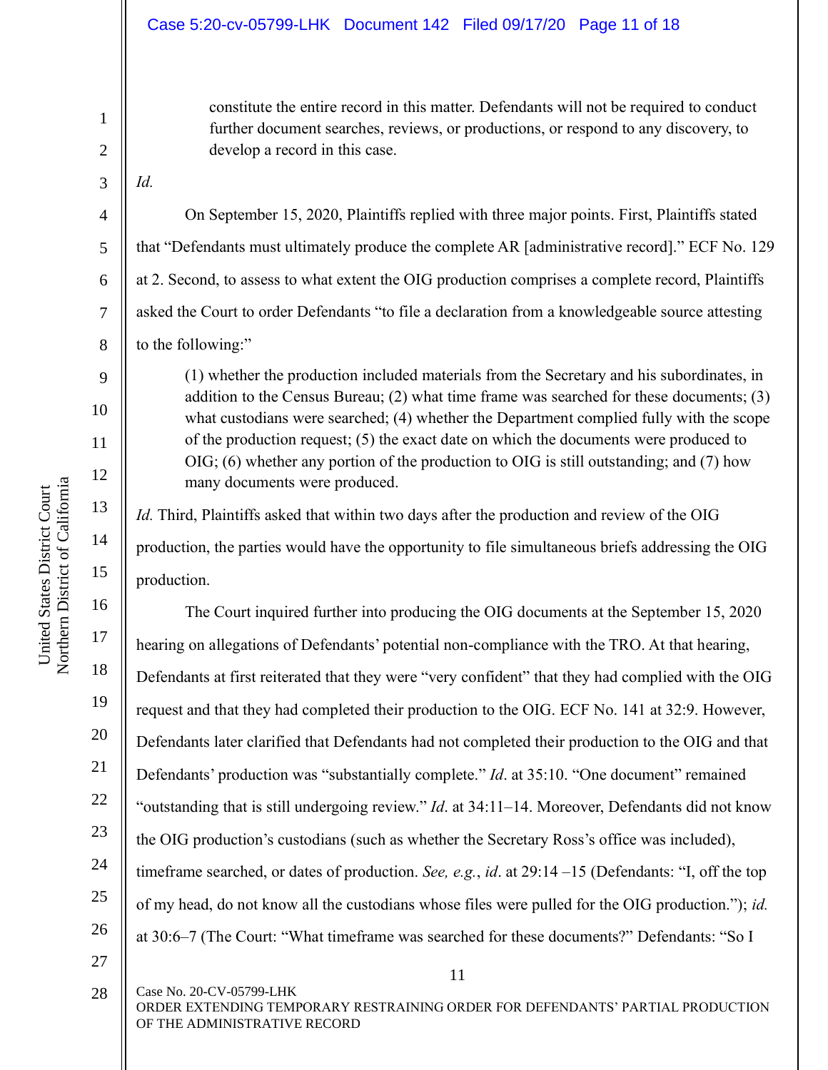> constitute the entire record in this matter. Defendants will not be required to conduct further document searches, reviews, or productions, or respond to any discovery, to develop a record in this case.

*Id.*

On September 15, 2020, Plaintiffs replied with three major points. First, Plaintiffs stated that "Defendants must ultimately produce the complete AR [administrative record]." ECF No. 129 at 2. Second, to assess to what extent the OIG production comprises a complete record, Plaintiffs asked the Court to order Defendants "to file a declaration from a knowledgeable source attesting to the following:"

> (1) whether the production included materials from the Secretary and his subordinates, in addition to the Census Bureau; (2) what time frame was searched for these documents; (3) what custodians were searched; (4) whether the Department complied fully with the scope of the production request; (5) the exact date on which the documents were produced to OIG; (6) whether any portion of the production to OIG is still outstanding; and (7) how many documents were produced.

*Id.* Third, Plaintiffs asked that within two days after the production and review of the OIG production, the parties would have the opportunity to file simultaneous briefs addressing the OIG production.

The Court inquired further into producing the OIG documents at the September 15, 2020 hearing on allegations of Defendants' potential non-compliance with the TRO. At that hearing, Defendants at first reiterated that they were "very confident" that they had complied with the OIG request and that they had completed their production to the OIG. ECF No. 141 at 32:9. However, Defendants later clarified that Defendants had not completed their production to the OIG and that Defendants' production was "substantially complete." *Id*. at 35:10. "One document" remained "outstanding that is still undergoing review." *Id*. at 34:11–14. Moreover, Defendants did not know the OIG production's custodians (such as whether the Secretary Ross's office was included), timeframe searched, or dates of production. *See, e.g.*, *id*. at 29:14 –15 (Defendants: "I, off the top of my head, do not know all the custodians whose files were pulled for the OIG production."); *id.* at 30:6–7 (The Court: "What timeframe was searched for these documents?" Defendants: "So I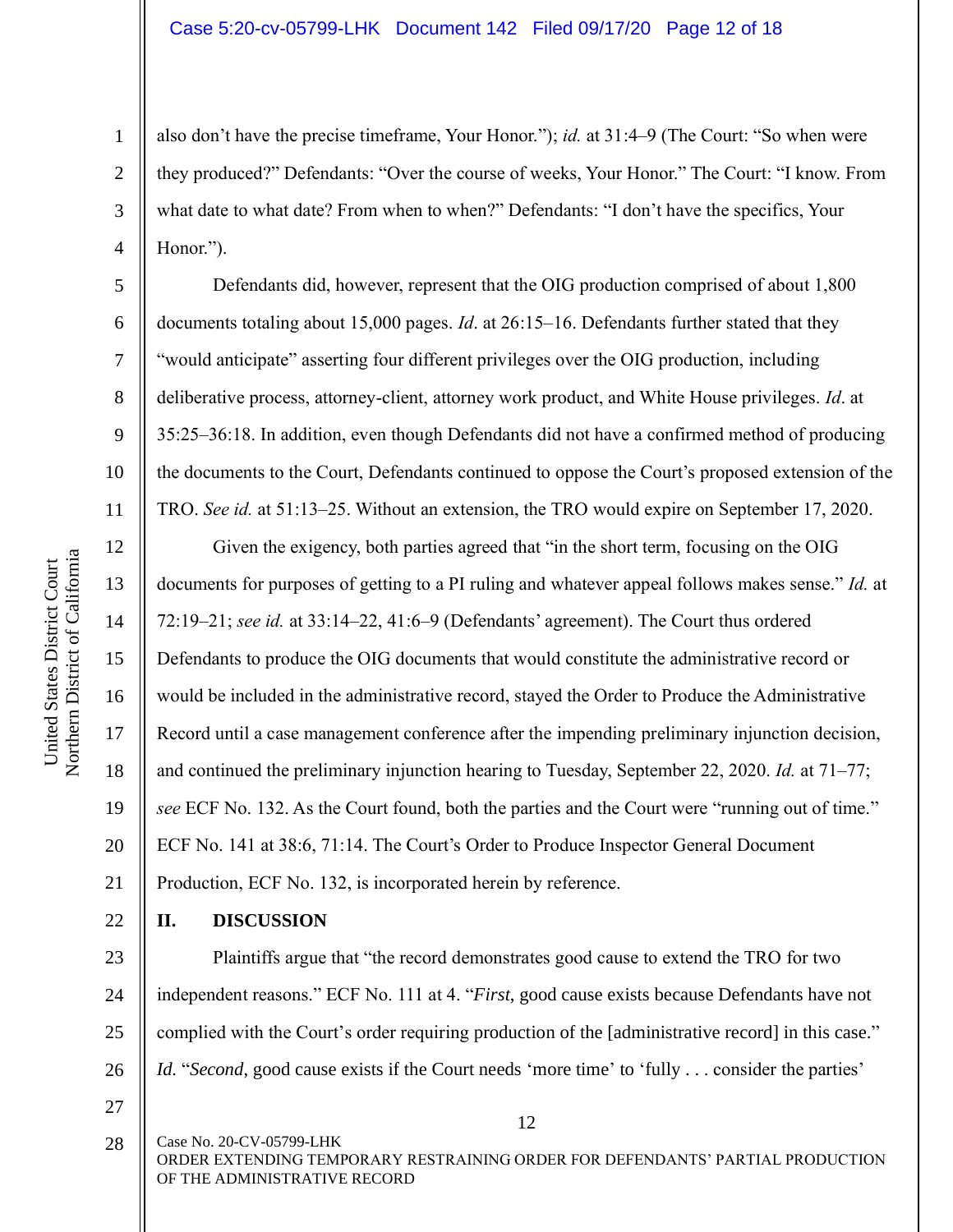also don't have the precise timeframe, Your Honor."); *id.* at 31:4–9 (The Court: "So when were they produced?" Defendants: "Over the course of weeks, Your Honor." The Court: "I know. From what date to what date? From when to when?" Defendants: "I don't have the specifics, Your Honor.").

Defendants did, however, represent that the OIG production comprised of about 1,800 documents totaling about 15,000 pages. *Id*. at 26:15–16. Defendants further stated that they "would anticipate" asserting four different privileges over the OIG production, including deliberative process, attorney-client, attorney work product, and White House privileges. *Id*. at 35:25–36:18. In addition, even though Defendants did not have a confirmed method of producing the documents to the Court, Defendants continued to oppose the Court's proposed extension of the TRO. *See id.* at 51:13–25. Without an extension, the TRO would expire on September 17, 2020.

Given the exigency, both parties agreed that "in the short term, focusing on the OIG documents for purposes of getting to a PI ruling and whatever appeal follows makes sense." *Id.* at 72:19–21; *see id.* at 33:14–22, 41:6–9 (Defendants' agreement). The Court thus ordered Defendants to produce the OIG documents that would constitute the administrative record or would be included in the administrative record, stayed the Order to Produce the Administrative Record until a case management conference after the impending preliminary injunction decision, and continued the preliminary injunction hearing to Tuesday, September 22, 2020. *Id.* at 71–77; *see* ECF No. 132. As the Court found, both the parties and the Court were "running out of time." ECF No. 141 at 38:6, 71:14. The Court's Order to Produce Inspector General Document Production, ECF No. 132, is incorporated herein by reference.

## II. DISCUSSION

Plaintiffs argue that "the record demonstrates good cause to extend the TRO for two independent reasons." ECF No. 111 at 4. "*First,* good cause exists because Defendants have not complied with the Court's order requiring production of the [administrative record] in this case." *Id.* "*Second*, good cause exists if the Court needs 'more time' to 'fully . . . consider the parties'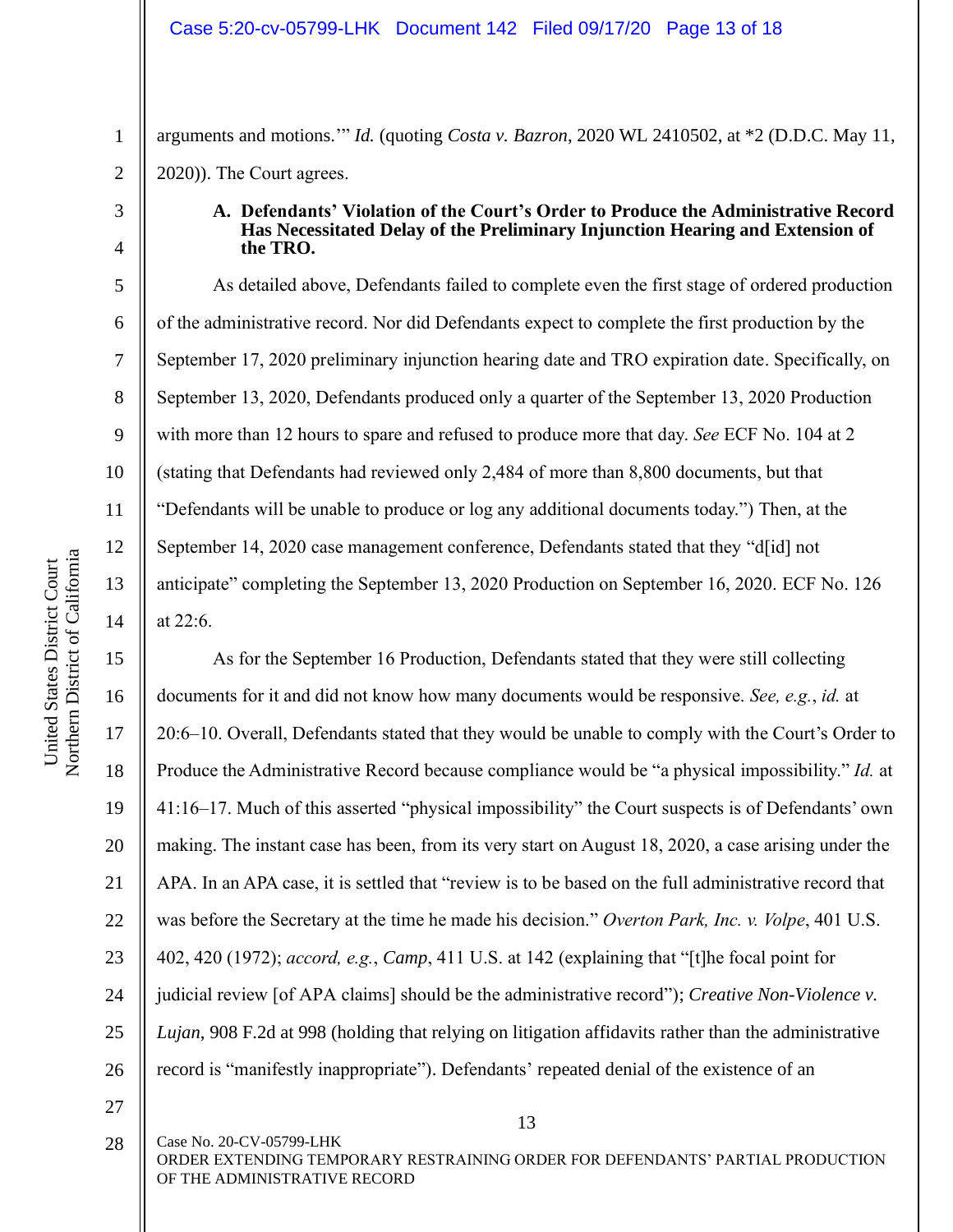arguments and motions.'" *Id.* (quoting *Costa v. Bazron*, 2020 WL 2410502, at *2 (D.D.C. May 11, 2020)). The Court agrees.

### A. Defendants' Violation of the Court's Order to Produce the Administrative Record Has Necessitated Delay of the Preliminary Injunction Hearing and Extension of the TRO.

As detailed above, Defendants failed to complete even the first stage of ordered production of the administrative record. Nor did Defendants expect to complete the first production by the September 17, 2020 preliminary injunction hearing date and TRO expiration date. Specifically, on September 13, 2020, Defendants produced only a quarter of the September 13, 2020 Production with more than 12 hours to spare and refused to produce more that day. *See* ECF No. 104 at 2 (stating that Defendants had reviewed only 2,484 of more than 8,800 documents, but that "Defendants will be unable to produce or log any additional documents today.") Then, at the September 14, 2020 case management conference, Defendants stated that they "d[id] not anticipate" completing the September 13, 2020 Production on September 16, 2020. ECF No. 126 at 22:6.

As for the September 16 Production, Defendants stated that they were still collecting documents for it and did not know how many documents would be responsive. *See, e.g.*, *id.* at 20:6–10. Overall, Defendants stated that they would be unable to comply with the Court's Order to Produce the Administrative Record because compliance would be "a physical impossibility." *Id.* at 41:16–17. Much of this asserted "physical impossibility" the Court suspects is of Defendants' own making. The instant case has been, from its very start on August 18, 2020, a case arising under the APA. In an APA case, it is settled that "review is to be based on the full administrative record that was before the Secretary at the time he made his decision." *Overton Park, Inc. v. Volpe*, 401 U.S. 402, 420 (1972); *accord, e.g.*, *Camp*, 411 U.S. at 142 (explaining that "[t]he focal point for judicial review [of APA claims] should be the administrative record"); *Creative Non-Violence v. Lujan*, 908 F.2d at 998 (holding that relying on litigation affidavits rather than the administrative record is "manifestly inappropriate"). Defendants' repeated denial of the existence of an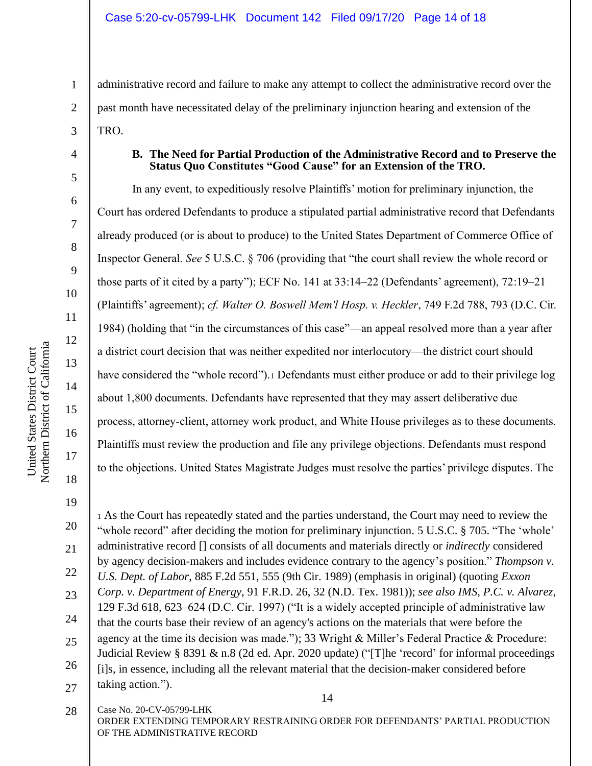administrative record and failure to make any attempt to collect the administrative record over the past month have necessitated delay of the preliminary injunction hearing and extension of the TRO.

**B. The Need for Partial Production of the Administrative Record and to Preserve the Status Quo Constitutes "Good Cause" for an Extension of the TRO.**

In any event, to expeditiously resolve Plaintiffs' motion for preliminary injunction, the Court has ordered Defendants to produce a stipulated partial administrative record that Defendants already produced (or is about to produce) to the United States Department of Commerce Office of Inspector General. *See* 5 U.S.C. § 706 (providing that "the court shall review the whole record or those parts of it cited by a party"); ECF No. 141 at 33:14–22 (Defendants' agreement), 72:19–21 (Plaintiffs' agreement); *cf. Walter O. Boswell Mem'l Hosp. v. Heckler*, 749 F.2d 788, 793 (D.C. Cir. 1984) (holding that "in the circumstances of this case"—an appeal resolved more than a year after a district court decision that was neither expedited nor interlocutory—the district court should have considered the "whole record").[1] Defendants must either produce or add to their privilege log about 1,800 documents. Defendants have represented that they may assert deliberative due process, attorney-client, attorney work product, and White House privileges as to these documents. Plaintiffs must review the production and file any privilege objections. Defendants must respond to the objections. United States Magistrate Judges must resolve the parties' privilege disputes. The

[1] As the Court has repeatedly stated and the parties understand, the Court may need to review the "whole record" after deciding the motion for preliminary injunction. 5 U.S.C. § 705. "The 'whole' administrative record [] consists of all documents and materials directly or *indirectly* considered by agency decision-makers and includes evidence contrary to the agency's position." *Thompson v. U.S. Dept. of Labor*, 885 F.2d 551, 555 (9th Cir. 1989) (emphasis in original) (quoting *Exxon Corp. v. Department of Energy*, 91 F.R.D. 26, 32 (N.D. Tex. 1981)); *see also IMS, P.C. v. Alvarez*, 129 F.3d 618, 623–624 (D.C. Cir. 1997) ("It is a widely accepted principle of administrative law that the courts base their review of an agency's actions on the materials that were before the agency at the time its decision was made."); 33 Wright & Miller's Federal Practice & Procedure: Judicial Review § 8391 & n.8 (2d ed. Apr. 2020 update) ("[T]he 'record' for informal proceedings [i]s, in essence, including all the relevant material that the decision-maker considered before taking action.").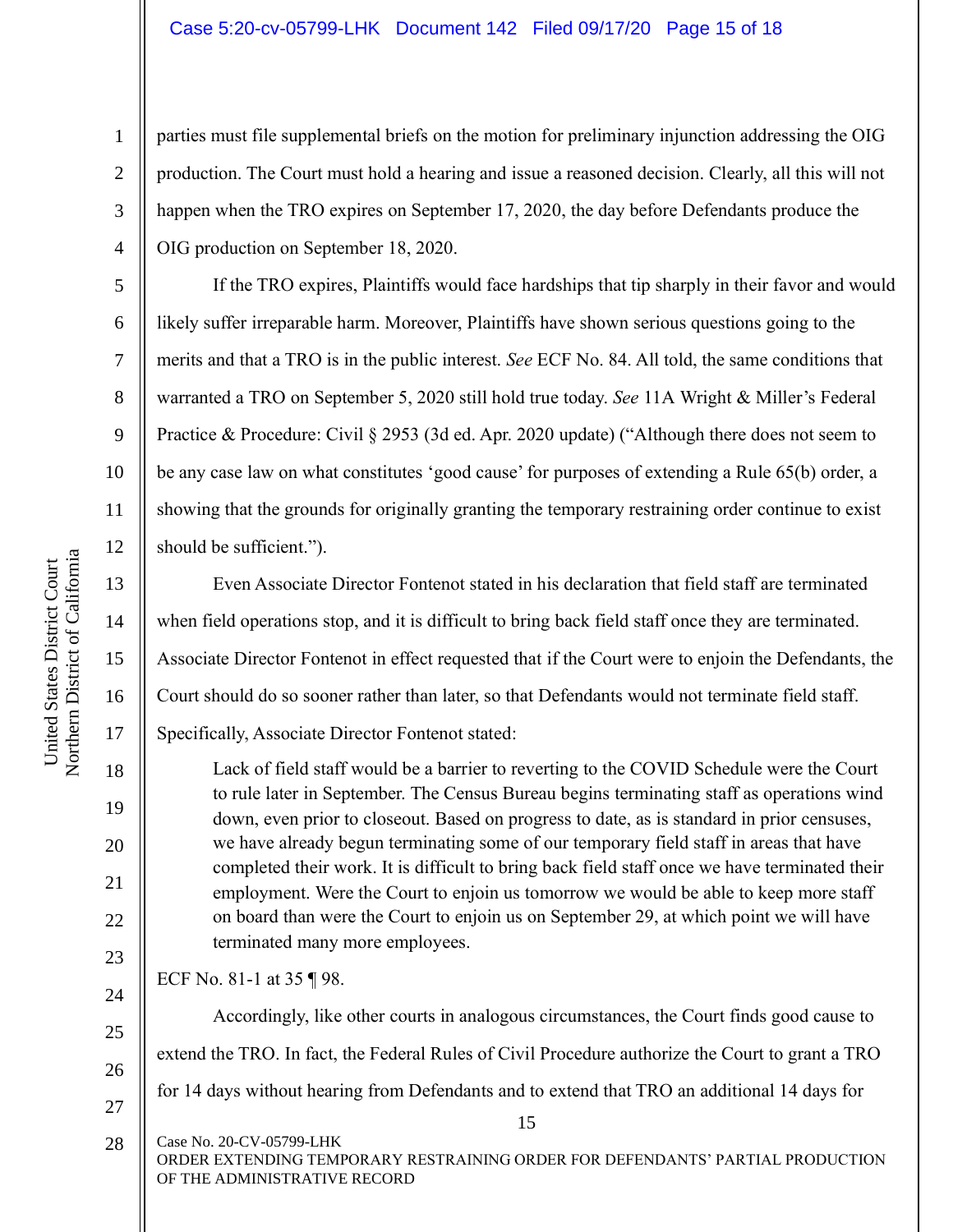parties must file supplemental briefs on the motion for preliminary injunction addressing the OIG production. The Court must hold a hearing and issue a reasoned decision. Clearly, all this will not happen when the TRO expires on September 17, 2020, the day before Defendants produce the OIG production on September 18, 2020.

If the TRO expires, Plaintiffs would face hardships that tip sharply in their favor and would likely suffer irreparable harm. Moreover, Plaintiffs have shown serious questions going to the merits and that a TRO is in the public interest. *See* ECF No. 84. All told, the same conditions that warranted a TRO on September 5, 2020 still hold true today. *See* 11A Wright & Miller's Federal Practice & Procedure: Civil § 2953 (3d ed. Apr. 2020 update) ("Although there does not seem to be any case law on what constitutes 'good cause' for purposes of extending a Rule 65(b) order, a showing that the grounds for originally granting the temporary restraining order continue to exist should be sufficient.").

Even Associate Director Fontenot stated in his declaration that field staff are terminated when field operations stop, and it is difficult to bring back field staff once they are terminated. Associate Director Fontenot in effect requested that if the Court were to enjoin the Defendants, the Court should do so sooner rather than later, so that Defendants would not terminate field staff. Specifically, Associate Director Fontenot stated:

> Lack of field staff would be a barrier to reverting to the COVID Schedule were the Court to rule later in September. The Census Bureau begins terminating staff as operations wind down, even prior to closeout. Based on progress to date, as is standard in prior censuses, we have already begun terminating some of our temporary field staff in areas that have completed their work. It is difficult to bring back field staff once we have terminated their employment. Were the Court to enjoin us tomorrow we would be able to keep more staff on board than were the Court to enjoin us on September 29, at which point we will have terminated many more employees.

ECF No. 81-1 at 35 ¶ 98.

Accordingly, like other courts in analogous circumstances, the Court finds good cause to extend the TRO. In fact, the Federal Rules of Civil Procedure authorize the Court to grant a TRO for 14 days without hearing from Defendants and to extend that TRO an additional 14 days for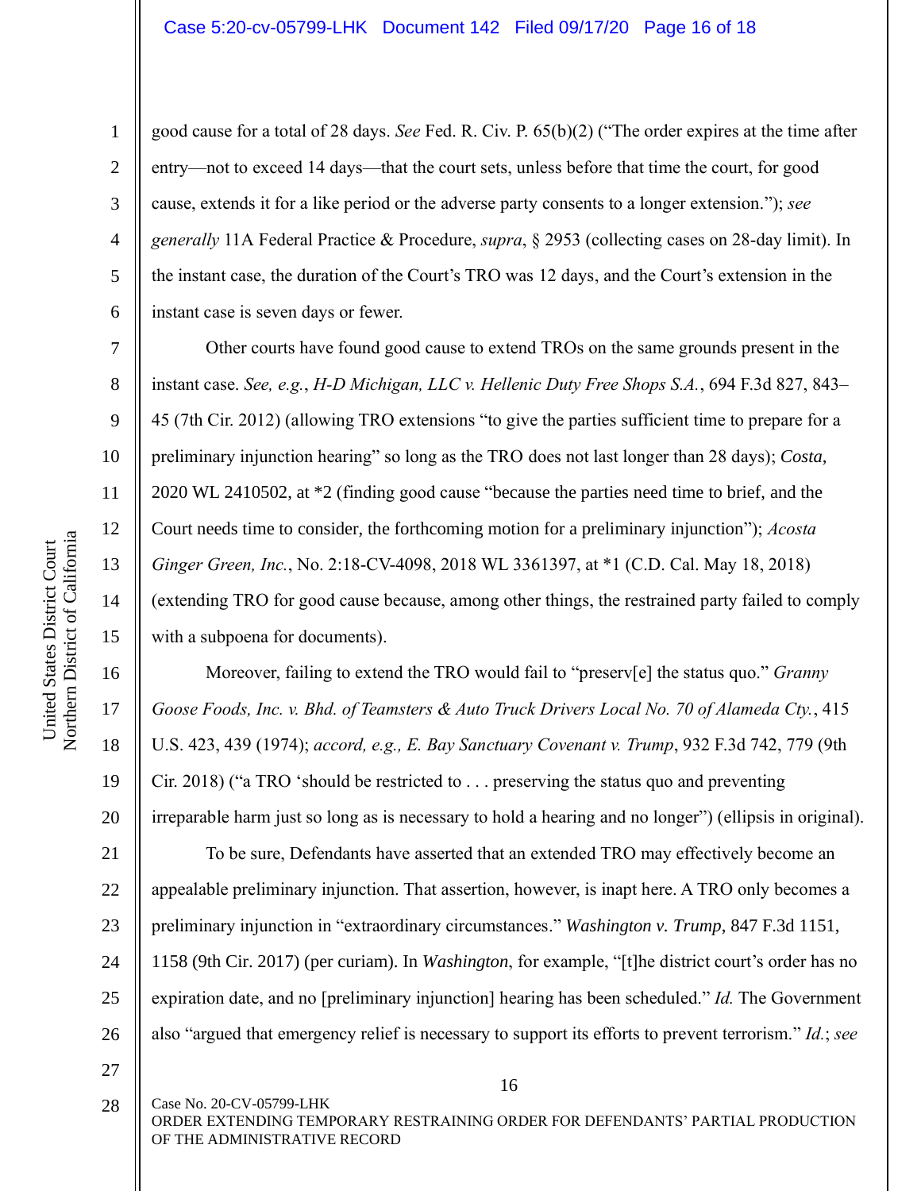good cause for a total of 28 days. *See* Fed. R. Civ. P. 65(b)(2) ("The order expires at the time after entry—not to exceed 14 days—that the court sets, unless before that time the court, for good cause, extends it for a like period or the adverse party consents to a longer extension."); *see generally* 11A Federal Practice & Procedure, *supra*, § 2953 (collecting cases on 28-day limit). In the instant case, the duration of the Court's TRO was 12 days, and the Court's extension in the instant case is seven days or fewer.

Other courts have found good cause to extend TROs on the same grounds present in the instant case. *See, e.g.*, *H-D Michigan, LLC v. Hellenic Duty Free Shops S.A.*, 694 F.3d 827, 843–45 (7th Cir. 2012) (allowing TRO extensions "to give the parties sufficient time to prepare for a preliminary injunction hearing" so long as the TRO does not last longer than 28 days); *Costa*, 2020 WL 2410502, at *2 (finding good cause "because the parties need time to brief, and the Court needs time to consider, the forthcoming motion for a preliminary injunction"); *Acosta Ginger Green, Inc.*, No. 2:18-CV-4098, 2018 WL 3361397, at *1 (C.D. Cal. May 18, 2018) (extending TRO for good cause because, among other things, the restrained party failed to comply with a subpoena for documents).

Moreover, failing to extend the TRO would fail to "preserv[e] the status quo." *Granny Goose Foods, Inc. v. Bhd. of Teamsters & Auto Truck Drivers Local No. 70 of Alameda Cty.*, 415 U.S. 423, 439 (1974); *accord, e.g., E. Bay Sanctuary Covenant v. Trump*, 932 F.3d 742, 779 (9th Cir. 2018) ("a TRO 'should be restricted to . . . preserving the status quo and preventing irreparable harm just so long as is necessary to hold a hearing and no longer") (ellipsis in original).

To be sure, Defendants have asserted that an extended TRO may effectively become an appealable preliminary injunction. That assertion, however, is inapt here. A TRO only becomes a preliminary injunction in "extraordinary circumstances." *Washington v. Trump*, 847 F.3d 1151, 1158 (9th Cir. 2017) (per curiam). In *Washington*, for example, "[t]he district court's order has no expiration date, and no [preliminary injunction] hearing has been scheduled." *Id.* The Government also "argued that emergency relief is necessary to support its efforts to prevent terrorism." *Id.*; *see*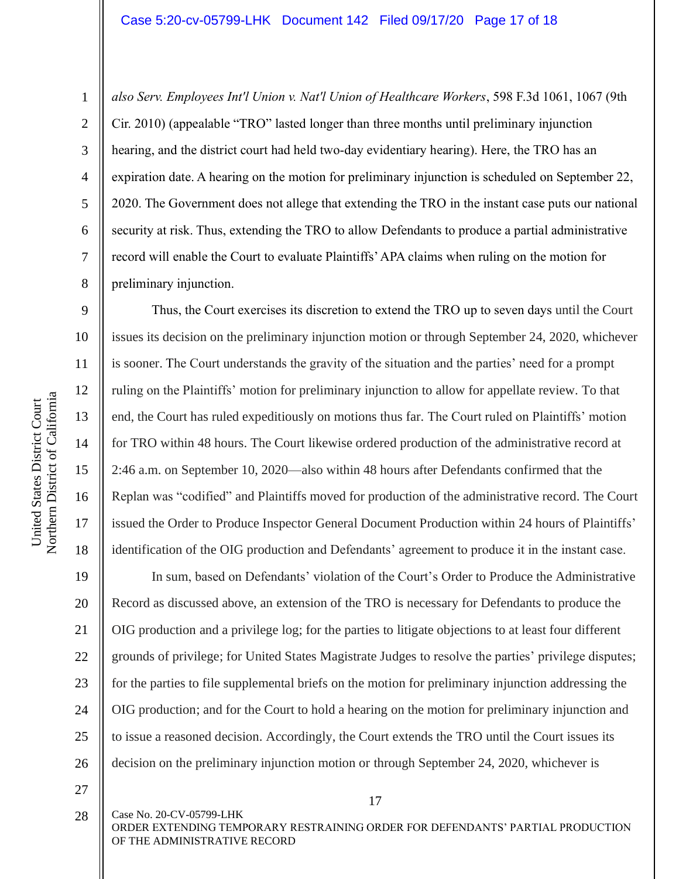*also Serv. Employees Int'l Union v. Nat'l Union of Healthcare Workers*, 598 F.3d 1061, 1067 (9th Cir. 2010) (appealable "TRO" lasted longer than three months until preliminary injunction hearing, and the district court had held two-day evidentiary hearing). Here, the TRO has an expiration date. A hearing on the motion for preliminary injunction is scheduled on September 22, 2020. The Government does not allege that extending the TRO in the instant case puts our national security at risk. Thus, extending the TRO to allow Defendants to produce a partial administrative record will enable the Court to evaluate Plaintiffs' APA claims when ruling on the motion for preliminary injunction.

Thus, the Court exercises its discretion to extend the TRO up to seven days until the Court issues its decision on the preliminary injunction motion or through September 24, 2020, whichever is sooner. The Court understands the gravity of the situation and the parties' need for a prompt ruling on the Plaintiffs' motion for preliminary injunction to allow for appellate review. To that end, the Court has ruled expeditiously on motions thus far. The Court ruled on Plaintiffs' motion for TRO within 48 hours. The Court likewise ordered production of the administrative record at 2:46 a.m. on September 10, 2020—also within 48 hours after Defendants confirmed that the Replan was "codified" and Plaintiffs moved for production of the administrative record. The Court issued the Order to Produce Inspector General Document Production within 24 hours of Plaintiffs' identification of the OIG production and Defendants' agreement to produce it in the instant case.

In sum, based on Defendants' violation of the Court's Order to Produce the Administrative Record as discussed above, an extension of the TRO is necessary for Defendants to produce the OIG production and a privilege log; for the parties to litigate objections to at least four different grounds of privilege; for United States Magistrate Judges to resolve the parties' privilege disputes; for the parties to file supplemental briefs on the motion for preliminary injunction addressing the OIG production; and for the Court to hold a hearing on the motion for preliminary injunction and to issue a reasoned decision. Accordingly, the Court extends the TRO until the Court issues its decision on the preliminary injunction motion or through September 24, 2020, whichever is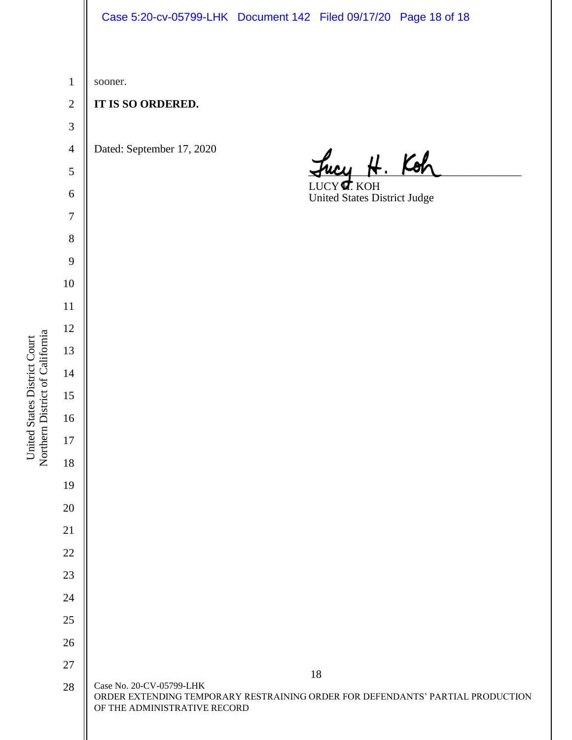sooner.

**IT IS SO ORDERED.**

Dated: September 17, 2020

Lucy H. Koh
______________________________________
LUCY H. KOH
United States District Judge

Case No. 20-CV-05799-LHK
ORDER EXTENDING TEMPORARY RESTRAINING ORDER FOR DEFENDANTS' PARTIAL PRODUCTION OF THE ADMINISTRATIVE RECORD